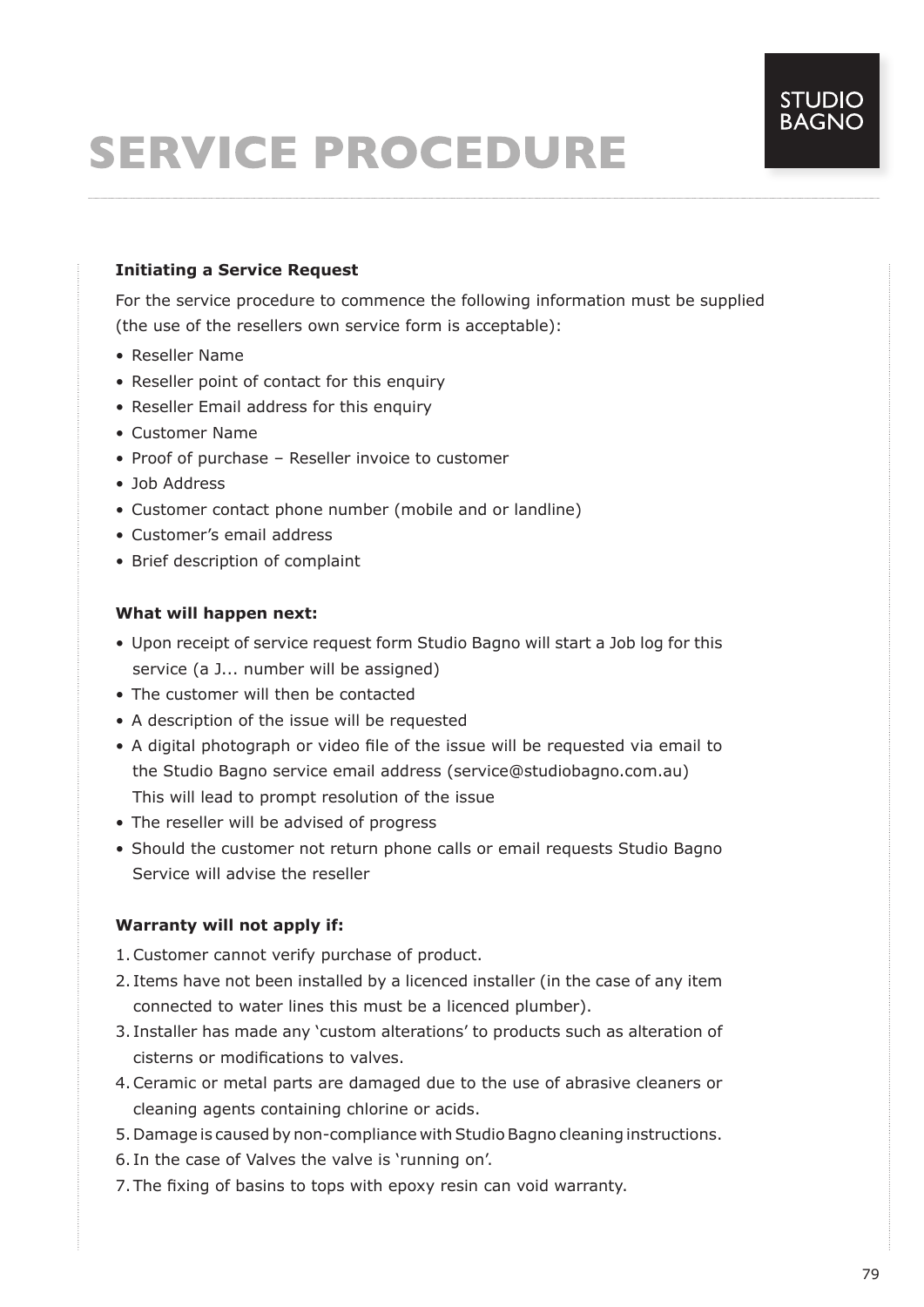# SERVICE PROCEDURE

STUDIO BAGNO

### Initiating a Service Request

For the service procedure to commence the following information must be supplied (the use of the resellers own service form is acceptable):

- Reseller Name
- Reseller point of contact for this enquiry
- Reseller Email address for this enquiry
- Customer Name
- Proof of purchase – Reseller invoice to customer
- Job Address
- Customer contact phone number (mobile and or landline)
- Customer's email address
- Brief description of complaint

### What will happen next:

- Upon receipt of service request form Studio Bagno will start a Job log for this service (a J... number will be assigned)
- The customer will then be contacted
- A description of the issue will be requested
- A digital photograph or video file of the issue will be requested via email to the Studio Bagno service email address (service@studiobagno.com.au) This will lead to prompt resolution of the issue
- The reseller will be advised of progress
- Should the customer not return phone calls or email requests Studio Bagno Service will advise the reseller

### Warranty will not apply if:

1. Customer cannot verify purchase of product.
2. Items have not been installed by a licenced installer (in the case of any item connected to water lines this must be a licenced plumber).
3. Installer has made any 'custom alterations' to products such as alteration of cisterns or modifications to valves.
4. Ceramic or metal parts are damaged due to the use of abrasive cleaners or cleaning agents containing chlorine or acids.
5. Damage is caused by non-compliance with Studio Bagno cleaning instructions.
6. In the case of Valves the valve is 'running on'.
7. The fixing of basins to tops with epoxy resin can void warranty.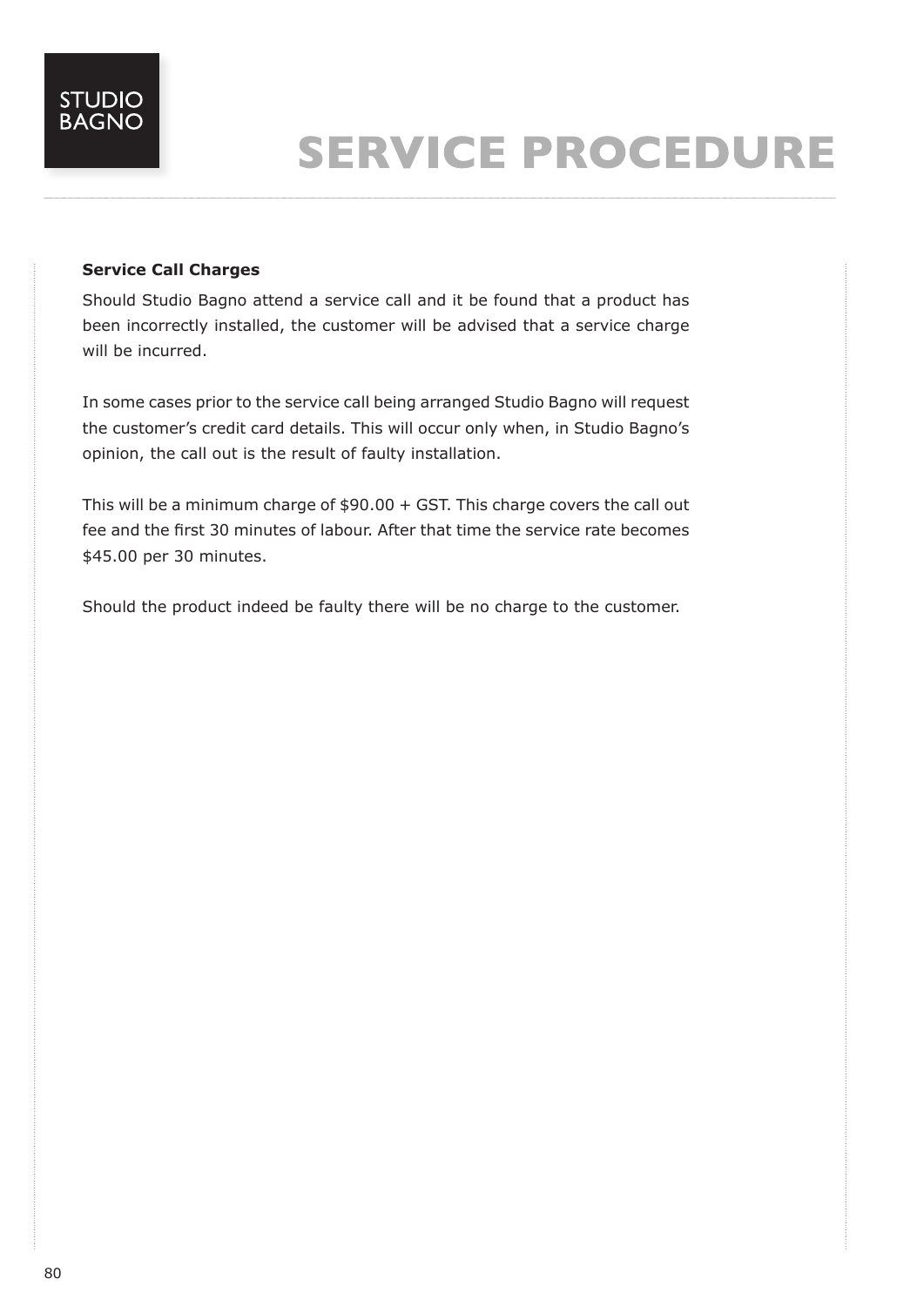# SERVICE PROCEDURE

### Service Call Charges

Should Studio Bagno attend a service call and it be found that a product has been incorrectly installed, the customer will be advised that a service charge will be incurred.

In some cases prior to the service call being arranged Studio Bagno will request the customer's credit card details. This will occur only when, in Studio Bagno's opinion, the call out is the result of faulty installation.

This will be a minimum charge of $90.00 + GST. This charge covers the call out fee and the first 30 minutes of labour. After that time the service rate becomes $45.00 per 30 minutes.

Should the product indeed be faulty there will be no charge to the customer.